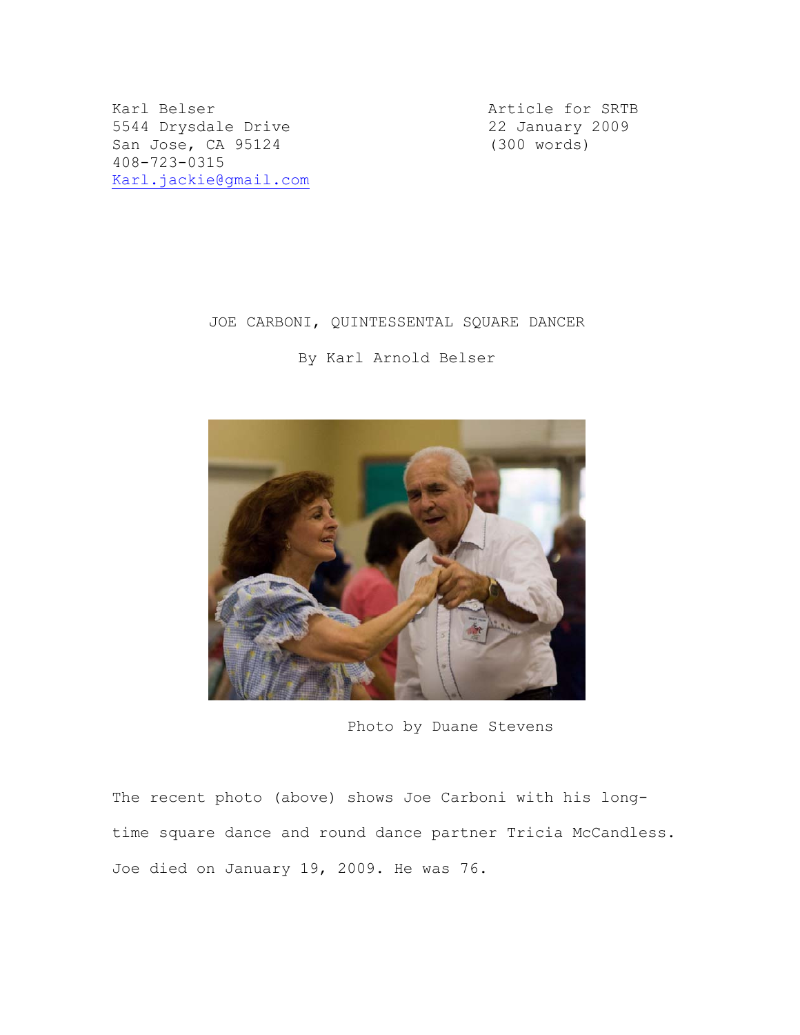Karl Belser
5544 Drysdale Drive
San Jose, CA 95124
408-723-0315
Karl.jackie@gmail.com

Article for SRTB
22 January 2009
(300 words)

# JOE CARBONI, QUINTESSENTAL SQUARE DANCER

By Karl Arnold Belser

Photo by Duane Stevens

The recent photo (above) shows Joe Carboni with his long-time square dance and round dance partner Tricia McCandless. Joe died on January 19, 2009. He was 76.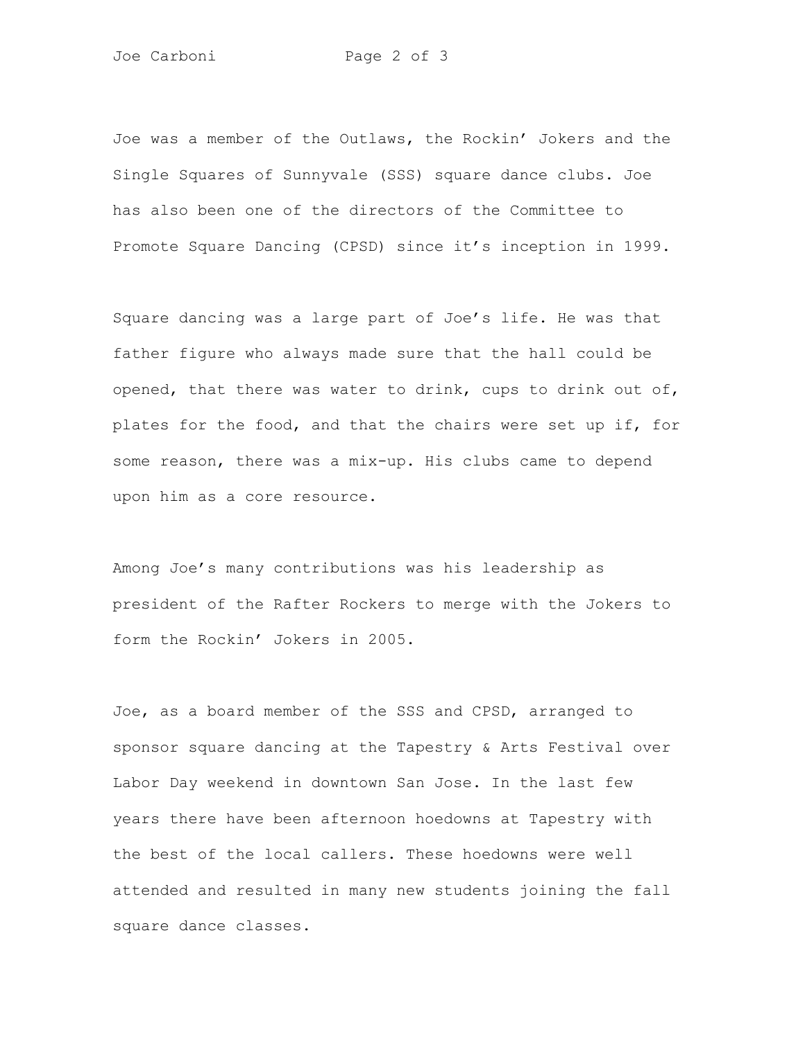Joe was a member of the Outlaws, the Rockin' Jokers and the Single Squares of Sunnyvale (SSS) square dance clubs. Joe has also been one of the directors of the Committee to Promote Square Dancing (CPSD) since it's inception in 1999.

Square dancing was a large part of Joe's life. He was that father figure who always made sure that the hall could be opened, that there was water to drink, cups to drink out of, plates for the food, and that the chairs were set up if, for some reason, there was a mix-up. His clubs came to depend upon him as a core resource.

Among Joe's many contributions was his leadership as president of the Rafter Rockers to merge with the Jokers to form the Rockin' Jokers in 2005.

Joe, as a board member of the SSS and CPSD, arranged to sponsor square dancing at the Tapestry & Arts Festival over Labor Day weekend in downtown San Jose. In the last few years there have been afternoon hoedowns at Tapestry with the best of the local callers. These hoedowns were well attended and resulted in many new students joining the fall square dance classes.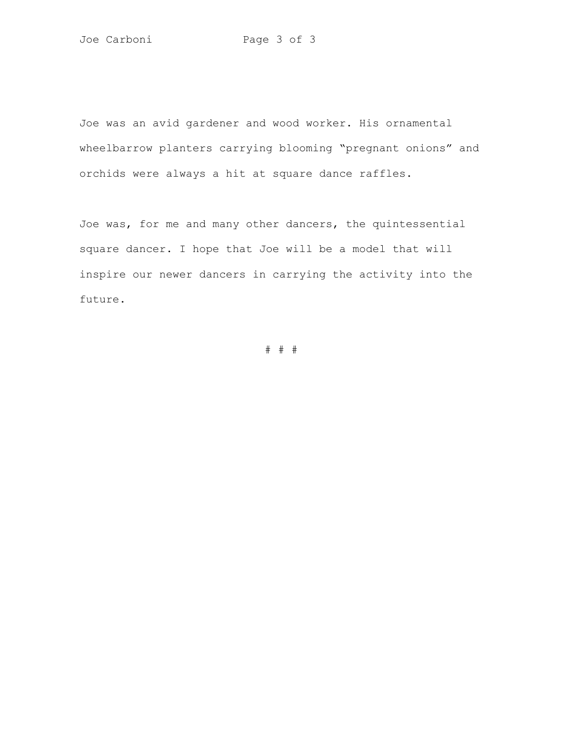Joe was an avid gardener and wood worker. His ornamental wheelbarrow planters carrying blooming “pregnant onions” and orchids were always a hit at square dance raffles.

Joe was, for me and many other dancers, the quintessential square dancer. I hope that Joe will be a model that will inspire our newer dancers in carrying the activity into the future.

# # #